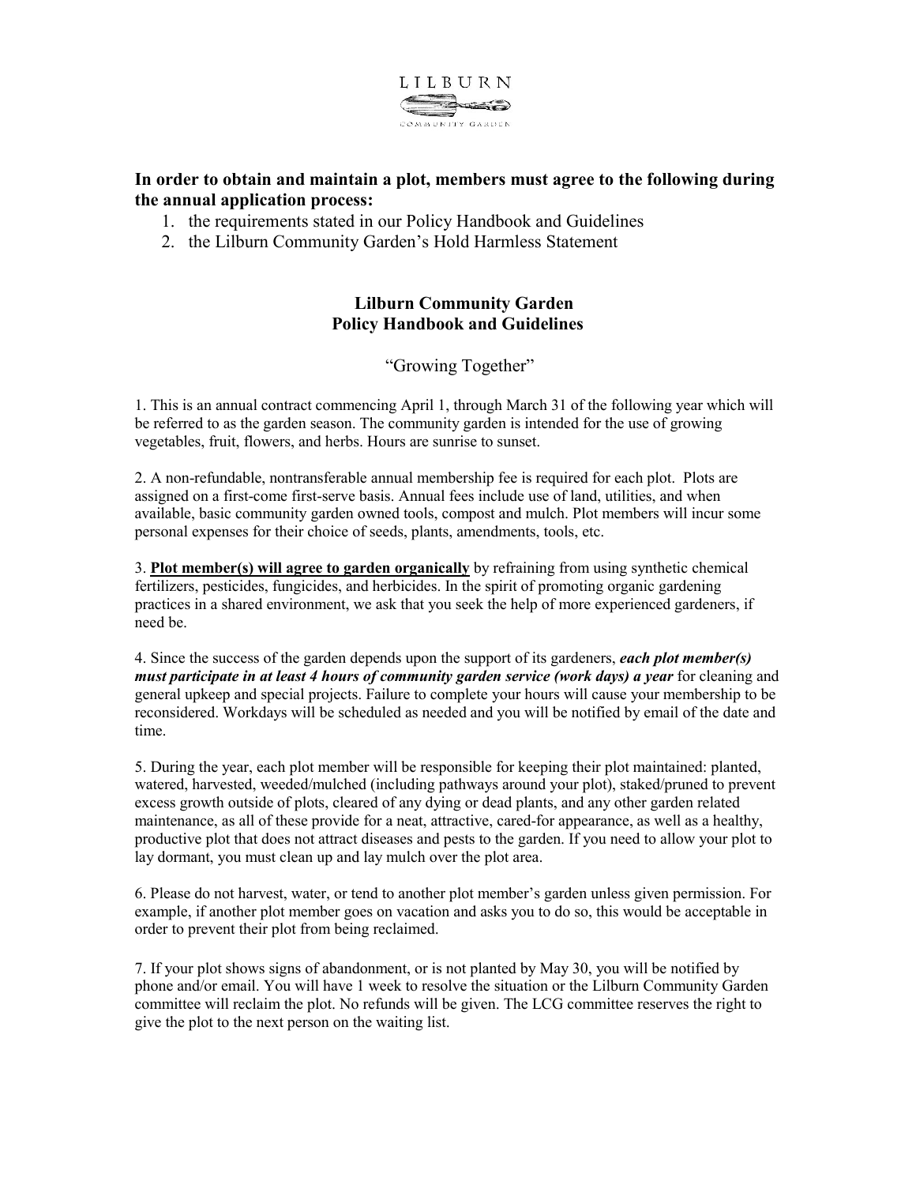LILBURN

COMMUNITY GARDEN

**In order to obtain and maintain a plot, members must agree to the following during the annual application process:**

1. the requirements stated in our Policy Handbook and Guidelines
2. the Lilburn Community Garden's Hold Harmless Statement

## Lilburn Community Garden
## Policy Handbook and Guidelines

"Growing Together"

1. This is an annual contract commencing April 1, through March 31 of the following year which will be referred to as the garden season. The community garden is intended for the use of growing vegetables, fruit, flowers, and herbs. Hours are sunrise to sunset.

2. A non-refundable, nontransferable annual membership fee is required for each plot. Plots are assigned on a first-come first-serve basis. Annual fees include use of land, utilities, and when available, basic community garden owned tools, compost and mulch. Plot members will incur some personal expenses for their choice of seeds, plants, amendments, tools, etc.

3. **Plot member(s) will agree to garden organically** by refraining from using synthetic chemical fertilizers, pesticides, fungicides, and herbicides. In the spirit of promoting organic gardening practices in a shared environment, we ask that you seek the help of more experienced gardeners, if need be.

4. Since the success of the garden depends upon the support of its gardeners, ***each plot member(s) must participate in at least 4 hours of community garden service (work days) a year*** for cleaning and general upkeep and special projects. Failure to complete your hours will cause your membership to be reconsidered. Workdays will be scheduled as needed and you will be notified by email of the date and time.

5. During the year, each plot member will be responsible for keeping their plot maintained: planted, watered, harvested, weeded/mulched (including pathways around your plot), staked/pruned to prevent excess growth outside of plots, cleared of any dying or dead plants, and any other garden related maintenance, as all of these provide for a neat, attractive, cared-for appearance, as well as a healthy, productive plot that does not attract diseases and pests to the garden. If you need to allow your plot to lay dormant, you must clean up and lay mulch over the plot area.

6. Please do not harvest, water, or tend to another plot member's garden unless given permission. For example, if another plot member goes on vacation and asks you to do so, this would be acceptable in order to prevent their plot from being reclaimed.

7. If your plot shows signs of abandonment, or is not planted by May 30, you will be notified by phone and/or email. You will have 1 week to resolve the situation or the Lilburn Community Garden committee will reclaim the plot. No refunds will be given. The LCG committee reserves the right to give the plot to the next person on the waiting list.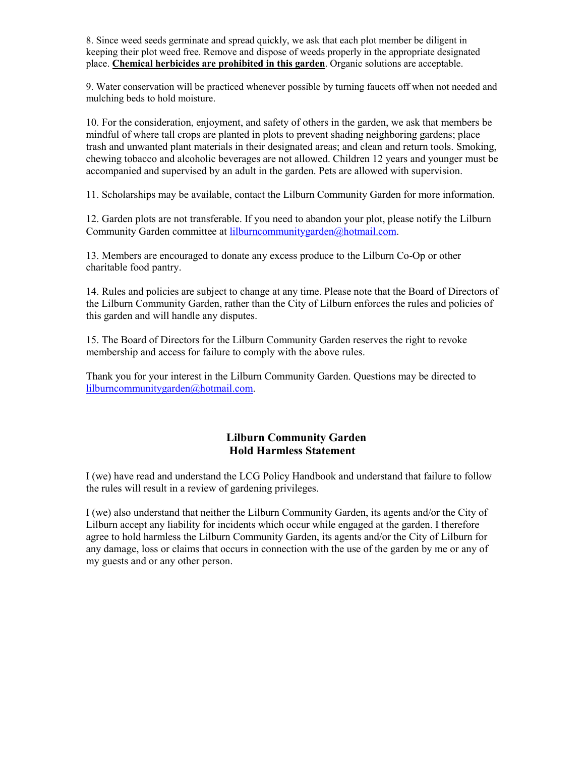8. Since weed seeds germinate and spread quickly, we ask that each plot member be diligent in keeping their plot weed free. Remove and dispose of weeds properly in the appropriate designated place. **Chemical herbicides are prohibited in this garden**. Organic solutions are acceptable.

9. Water conservation will be practiced whenever possible by turning faucets off when not needed and mulching beds to hold moisture.

10. For the consideration, enjoyment, and safety of others in the garden, we ask that members be mindful of where tall crops are planted in plots to prevent shading neighboring gardens; place trash and unwanted plant materials in their designated areas; and clean and return tools. Smoking, chewing tobacco and alcoholic beverages are not allowed. Children 12 years and younger must be accompanied and supervised by an adult in the garden. Pets are allowed with supervision.

11. Scholarships may be available, contact the Lilburn Community Garden for more information.

12. Garden plots are not transferable. If you need to abandon your plot, please notify the Lilburn Community Garden committee at lilburncommunitygarden@hotmail.com.

13. Members are encouraged to donate any excess produce to the Lilburn Co-Op or other charitable food pantry.

14. Rules and policies are subject to change at any time. Please note that the Board of Directors of the Lilburn Community Garden, rather than the City of Lilburn enforces the rules and policies of this garden and will handle any disputes.

15. The Board of Directors for the Lilburn Community Garden reserves the right to revoke membership and access for failure to comply with the above rules.

Thank you for your interest in the Lilburn Community Garden. Questions may be directed to lilburncommunitygarden@hotmail.com.

## Lilburn Community Garden
## Hold Harmless Statement

I (we) have read and understand the LCG Policy Handbook and understand that failure to follow the rules will result in a review of gardening privileges.

I (we) also understand that neither the Lilburn Community Garden, its agents and/or the City of Lilburn accept any liability for incidents which occur while engaged at the garden. I therefore agree to hold harmless the Lilburn Community Garden, its agents and/or the City of Lilburn for any damage, loss or claims that occurs in connection with the use of the garden by me or any of my guests and or any other person.